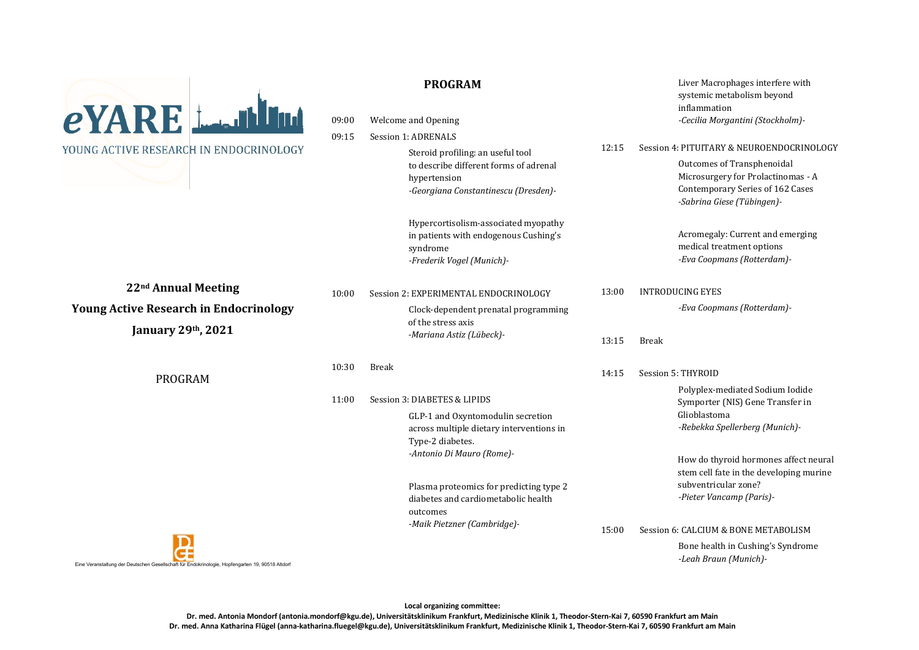# eYARE

YOUNG ACTIVE RESEARCH IN ENDOCRINOLOGY

**22nd Annual Meeting**

**Young Active Research in Endocrinology**

**January 29th, 2021**

PROGRAM

Eine Veranstaltung der Deutschen Gesellschaft für Endokrinologie, Hopfengarten 19, 90518 Altdorf

## PROGRAM

09:00 Welcome and Opening

09:15 Session 1: ADRENALS

Steroid profiling: an useful tool to describe different forms of adrenal hypertension
*-Georgiana Constantinescu (Dresden)-*

Hypercortisolism-associated myopathy in patients with endogenous Cushing's syndrome
*-Frederik Vogel (Munich)-*

10:00 Session 2: EXPERIMENTAL ENDOCRINOLOGY

Clock-dependent prenatal programming of the stress axis
*-Mariana Astiz (Lübeck)-*

10:30 Break

11:00 Session 3: DIABETES & LIPIDS

GLP-1 and Oxyntomodulin secretion across multiple dietary interventions in Type-2 diabetes.
*-Antonio Di Mauro (Rome)-*

Plasma proteomics for predicting type 2 diabetes and cardiometabolic health outcomes
*-Maik Pietzner (Cambridge)-*

Liver Macrophages interfere with systemic metabolism beyond inflammation
*-Cecilia Morgantini (Stockholm)-*

12:15 Session 4: PITUITARY & NEUROENDOCRINOLOGY

Outcomes of Transphenoidal Microsurgery for Prolactinomas - A Contemporary Series of 162 Cases
*-Sabrina Giese (Tübingen)-*

Acromegaly: Current and emerging medical treatment options
*-Eva Coopmans (Rotterdam)-*

13:00 INTRODUCING EYES

*-Eva Coopmans (Rotterdam)-*

13:15 Break

14:15 Session 5: THYROID

Polyplex-mediated Sodium Iodide Symporter (NIS) Gene Transfer in Glioblastoma
*-Rebekka Spellerberg (Munich)-*

How do thyroid hormones affect neural stem cell fate in the developing murine subventricular zone?
*-Pieter Vancamp (Paris)-*

15:00 Session 6: CALCIUM & BONE METABOLISM

Bone health in Cushing's Syndrome
*-Leah Braun (Munich)-*

**Local organizing committee:**

**Dr. med. Antonia Mondorf (antonia.mondorf@kgu.de), Universitätsklinikum Frankfurt, Medizinische Klinik 1, Theodor-Stern-Kai 7, 60590 Frankfurt am Main**

**Dr. med. Anna Katharina Flügel (anna-katharina.fluegel@kgu.de), Universitätsklinikum Frankfurt, Medizinische Klinik 1, Theodor-Stern-Kai 7, 60590 Frankfurt am Main**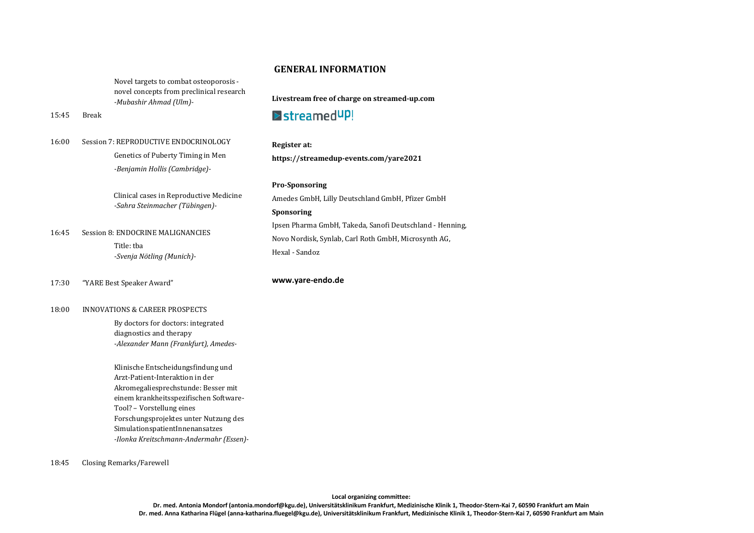Novel targets to combat osteoporosis - novel concepts from preclinical research
*-Mubashir Ahmad (Ulm)-*

15:45 Break

16:00 Session 7: REPRODUCTIVE ENDOCRINOLOGY

Genetics of Puberty Timing in Men
*-Benjamin Hollis (Cambridge)-*

Clinical cases in Reproductive Medicine
*-Sahra Steinmacher (Tübingen)-*

16:45 Session 8: ENDOCRINE MALIGNANCIES

Title: tba
*-Svenja Nötling (Munich)-*

17:30 "YARE Best Speaker Award"

18:00 INNOVATIONS & CAREER PROSPECTS

By doctors for doctors: integrated diagnostics and therapy
*-Alexander Mann (Frankfurt), Amedes-*

Klinische Entscheidungsfindung und Arzt-Patient-Interaktion in der Akromegaliesprechstunde: Besser mit einem krankheitsspezifischen Software-Tool? – Vorstellung eines Forschungsprojektes unter Nutzung des SimulationspatientInnenansatzes
*-Ilonka Kreitschmann-Andermahr (Essen)-*

18:45 Closing Remarks/Farewell

## GENERAL INFORMATION

**Livestream free of charge on streamed-up.com**

streamedup!

**Register at:**

**https://streamedup-events.com/yare2021**

**Pro-Sponsoring**

Amedes GmbH, Lilly Deutschland GmbH, Pfizer GmbH

**Sponsoring**

Ipsen Pharma GmbH, Takeda, Sanofi Deutschland - Henning, Novo Nordisk, Synlab, Carl Roth GmbH, Microsynth AG, Hexal - Sandoz

**www.yare-endo.de**

**Local organizing committee:**

**Dr. med. Antonia Mondorf (antonia.mondorf@kgu.de), Universitätsklinikum Frankfurt, Medizinische Klinik 1, Theodor-Stern-Kai 7, 60590 Frankfurt am Main**

**Dr. med. Anna Katharina Flügel (anna-katharina.fluegel@kgu.de), Universitätsklinikum Frankfurt, Medizinische Klinik 1, Theodor-Stern-Kai 7, 60590 Frankfurt am Main**